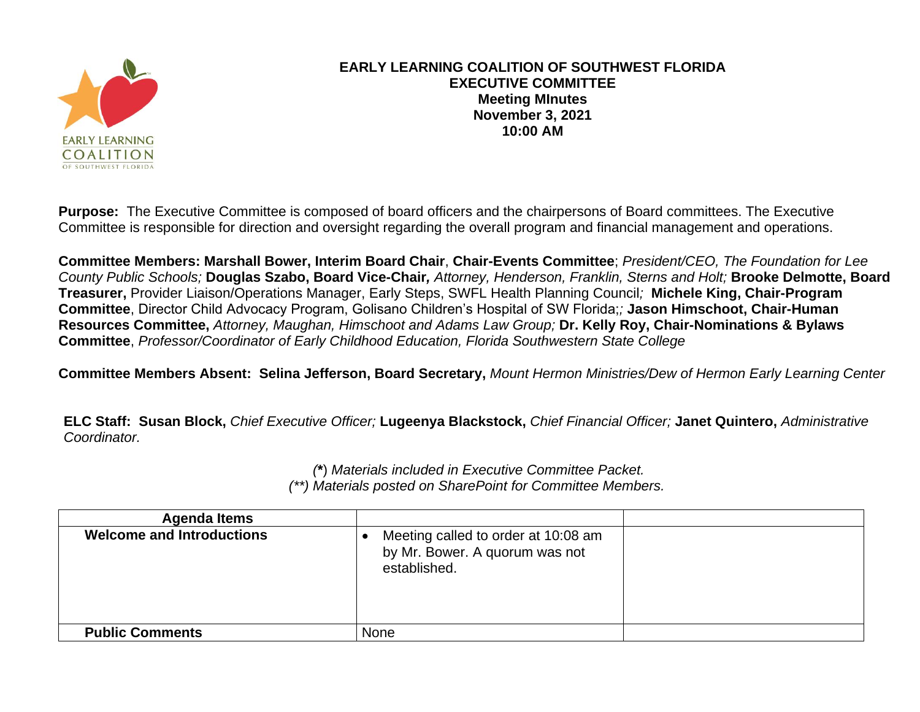# EARLY LEARNING COALITION OF SOUTHWEST FLORIDA
## EXECUTIVE COMMITTEE
### Meeting MInutes
### November 3, 2021
### 10:00 AM

**Purpose:** The Executive Committee is composed of board officers and the chairpersons of Board committees. The Executive Committee is responsible for direction and oversight regarding the overall program and financial management and operations.

**Committee Members: Marshall Bower, Interim Board Chair**, **Chair-Events Committee**; *President/CEO, The Foundation for Lee County Public Schools;* **Douglas Szabo, Board Vice-Chair,** *Attorney, Henderson, Franklin, Sterns and Holt;* **Brooke Delmotte, Board Treasurer,** Provider Liaison/Operations Manager, Early Steps, SWFL Health Planning Council*;* **Michele King, Chair-Program Committee**, Director Child Advocacy Program, Golisano Children's Hospital of SW Florida;*;* **Jason Himschoot, Chair-Human Resources Committee,** *Attorney, Maughan, Himschoot and Adams Law Group;* **Dr. Kelly Roy, Chair-Nominations & Bylaws Committee**, *Professor/Coordinator of Early Childhood Education, Florida Southwestern State College*

**Committee Members Absent: Selina Jefferson, Board Secretary,** *Mount Hermon Ministries/Dew of Hermon Early Learning Center*

**ELC Staff: Susan Block,** *Chief Executive Officer;* **Lugeenya Blackstock,** *Chief Financial Officer;* **Janet Quintero,** *Administrative Coordinator.*

*(\*) Materials included in Executive Committee Packet.*
*(\*\*) Materials posted on SharePoint for Committee Members.*

| Agenda Items | | |
|---|---|---|
| **Welcome and Introductions** | • Meeting called to order at 10:08 am by Mr. Bower. A quorum was not established. | |
| **Public Comments** | None | |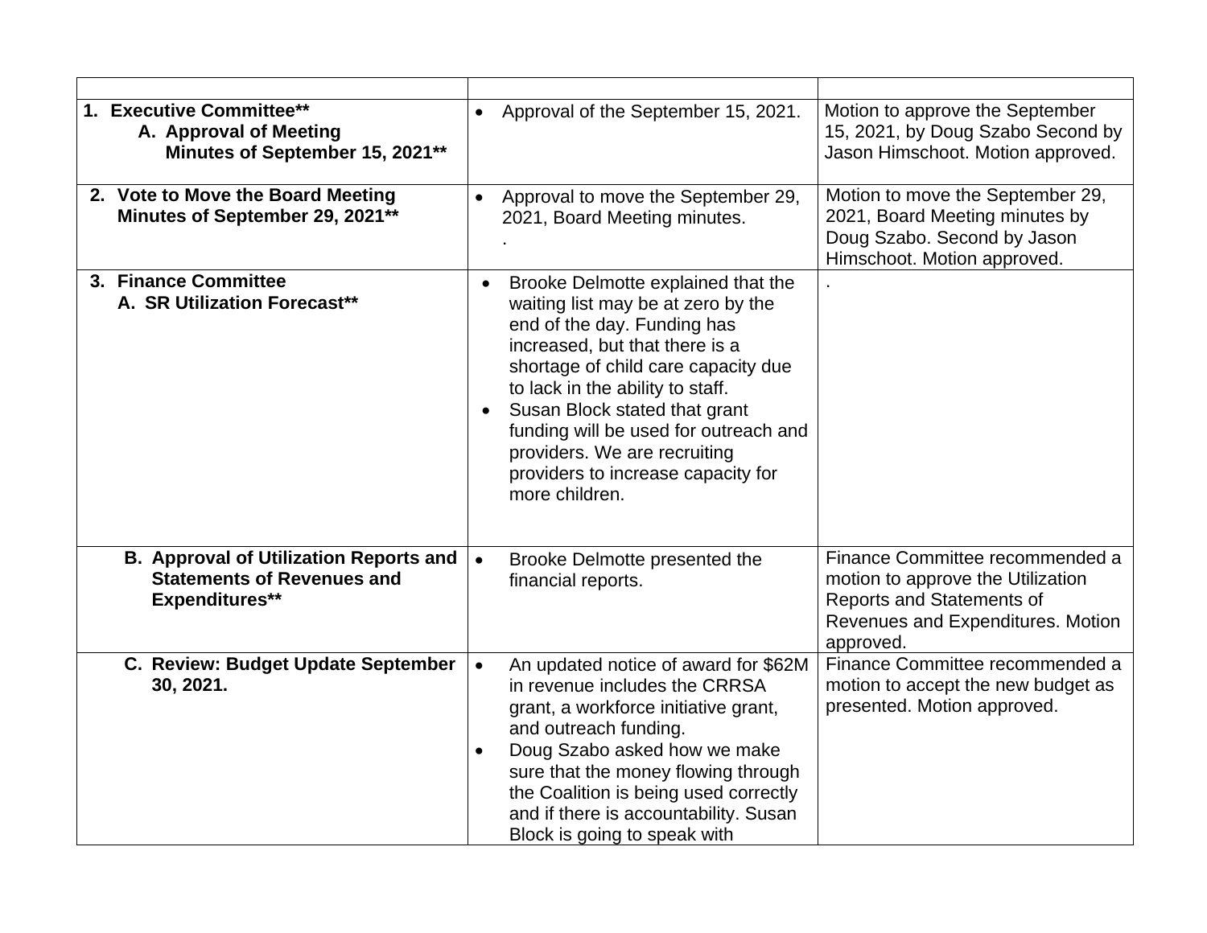| | | |
|---|---|---|
| **1. Executive Committee**<br>**A. Approval of Meeting Minutes of September 15, 2021** | • Approval of the September 15, 2021. | Motion to approve the September 15, 2021, by Doug Szabo Second by Jason Himschoot. Motion approved. |
| **2. Vote to Move the Board Meeting Minutes of September 29, 2021** | • Approval to move the September 29, 2021, Board Meeting minutes.<br>. | Motion to move the September 29, 2021, Board Meeting minutes by Doug Szabo. Second by Jason Himschoot. Motion approved. |
| **3. Finance Committee**<br>**A. SR Utilization Forecast** | • Brooke Delmotte explained that the waiting list may be at zero by the end of the day. Funding has increased, but that there is a shortage of child care capacity due to lack in the ability to staff.<br>• Susan Block stated that grant funding will be used for outreach and providers. We are recruiting providers to increase capacity for more children. | . |
| **B. Approval of Utilization Reports and Statements of Revenues and Expenditures** | • Brooke Delmotte presented the financial reports. | Finance Committee recommended a motion to approve the Utilization Reports and Statements of Revenues and Expenditures. Motion approved. |
| **C. Review: Budget Update September 30, 2021.** | • An updated notice of award for $62M in revenue includes the CRRSA grant, a workforce initiative grant, and outreach funding.<br>• Doug Szabo asked how we make sure that the money flowing through the Coalition is being used correctly and if there is accountability. Susan Block is going to speak with | Finance Committee recommended a motion to accept the new budget as presented. Motion approved. |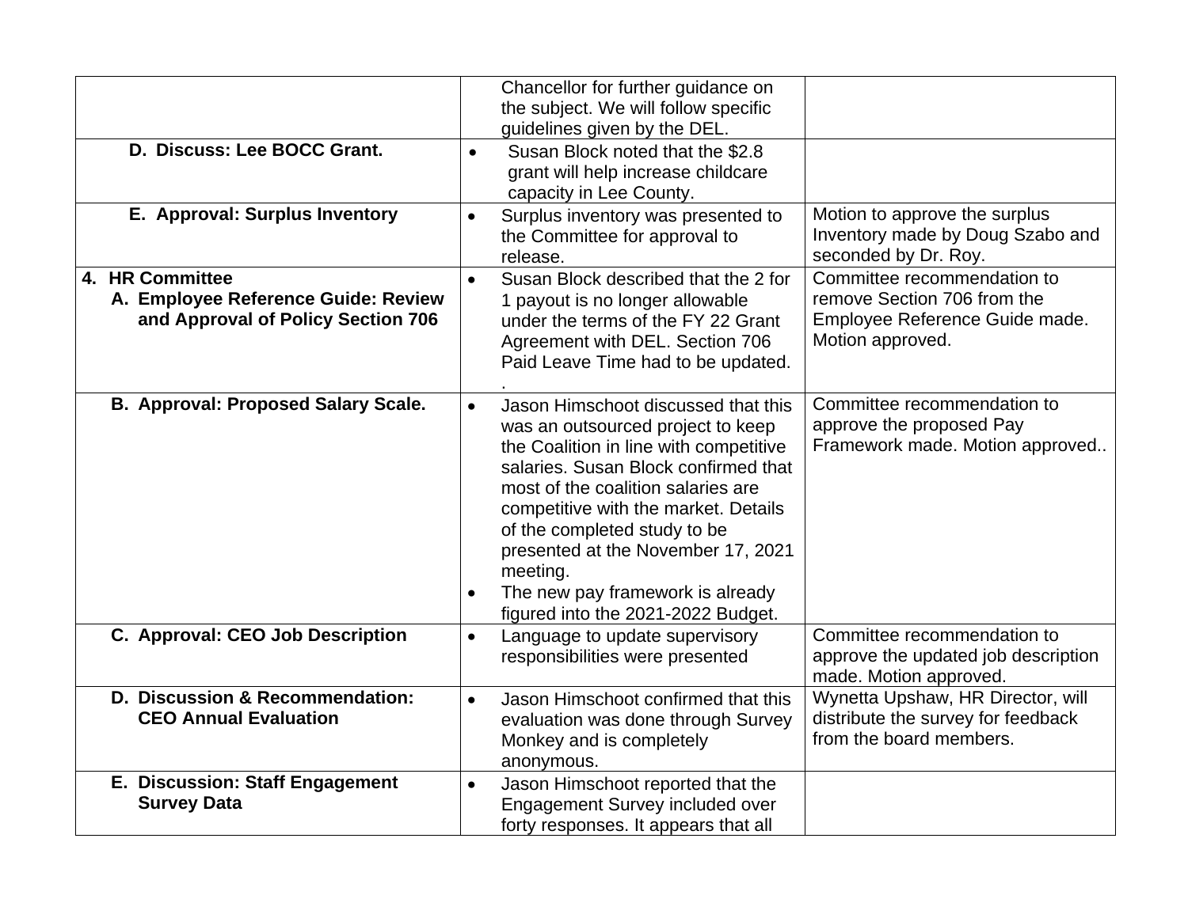| | | |
|---|---|---|
| | Chancellor for further guidance on the subject. We will follow specific guidelines given by the DEL. | |
| **D. Discuss: Lee BOCC Grant.** | • Susan Block noted that the $2.8 grant will help increase childcare capacity in Lee County. | |
| **E. Approval: Surplus Inventory** | • Surplus inventory was presented to the Committee for approval to release. | Motion to approve the surplus Inventory made by Doug Szabo and seconded by Dr. Roy. |
| **4. HR Committee**<br>**A. Employee Reference Guide: Review and Approval of Policy Section 706** | • Susan Block described that the 2 for 1 payout is no longer allowable under the terms of the FY 22 Grant Agreement with DEL. Section 706 Paid Leave Time had to be updated. . | Committee recommendation to remove Section 706 from the Employee Reference Guide made. Motion approved. |
| **B. Approval: Proposed Salary Scale.** | • Jason Himschoot discussed that this was an outsourced project to keep the Coalition in line with competitive salaries. Susan Block confirmed that most of the coalition salaries are competitive with the market. Details of the completed study to be presented at the November 17, 2021 meeting.<br>• The new pay framework is already figured into the 2021-2022 Budget. | Committee recommendation to approve the proposed Pay Framework made. Motion approved.. |
| **C. Approval: CEO Job Description** | • Language to update supervisory responsibilities were presented | Committee recommendation to approve the updated job description made. Motion approved. |
| **D. Discussion & Recommendation: CEO Annual Evaluation** | • Jason Himschoot confirmed that this evaluation was done through Survey Monkey and is completely anonymous. | Wynetta Upshaw, HR Director, will distribute the survey for feedback from the board members. |
| **E. Discussion: Staff Engagement Survey Data** | • Jason Himschoot reported that the Engagement Survey included over forty responses. It appears that all | |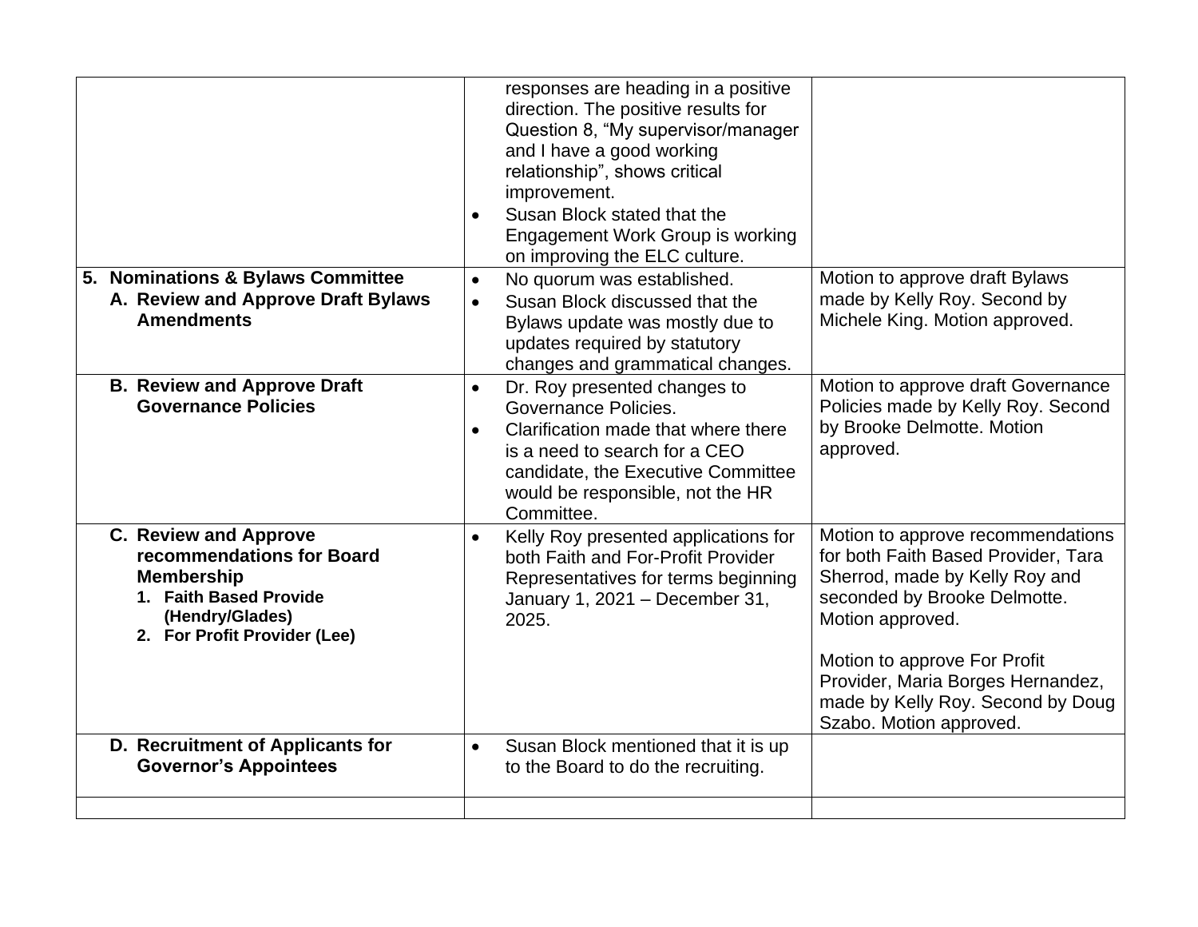| | | |
|---|---|---|
| | responses are heading in a positive direction. The positive results for Question 8, "My supervisor/manager and I have a good working relationship", shows critical improvement.<br>• Susan Block stated that the Engagement Work Group is working on improving the ELC culture. | |
| **5. Nominations & Bylaws Committee**<br>**A. Review and Approve Draft Bylaws Amendments** | • No quorum was established.<br>• Susan Block discussed that the Bylaws update was mostly due to updates required by statutory changes and grammatical changes. | Motion to approve draft Bylaws made by Kelly Roy. Second by Michele King. Motion approved. |
| **B. Review and Approve Draft Governance Policies** | • Dr. Roy presented changes to Governance Policies.<br>• Clarification made that where there is a need to search for a CEO candidate, the Executive Committee would be responsible, not the HR Committee. | Motion to approve draft Governance Policies made by Kelly Roy. Second by Brooke Delmotte. Motion approved. |
| **C. Review and Approve recommendations for Board Membership**<br>**1. Faith Based Provide (Hendry/Glades)**<br>**2. For Profit Provider (Lee)** | • Kelly Roy presented applications for both Faith and For-Profit Provider Representatives for terms beginning January 1, 2021 – December 31, 2025. | Motion to approve recommendations for both Faith Based Provider, Tara Sherrod, made by Kelly Roy and seconded by Brooke Delmotte. Motion approved.<br><br>Motion to approve For Profit Provider, Maria Borges Hernandez, made by Kelly Roy. Second by Doug Szabo. Motion approved. |
| **D. Recruitment of Applicants for Governor's Appointees** | • Susan Block mentioned that it is up to the Board to do the recruiting. | |
| | | |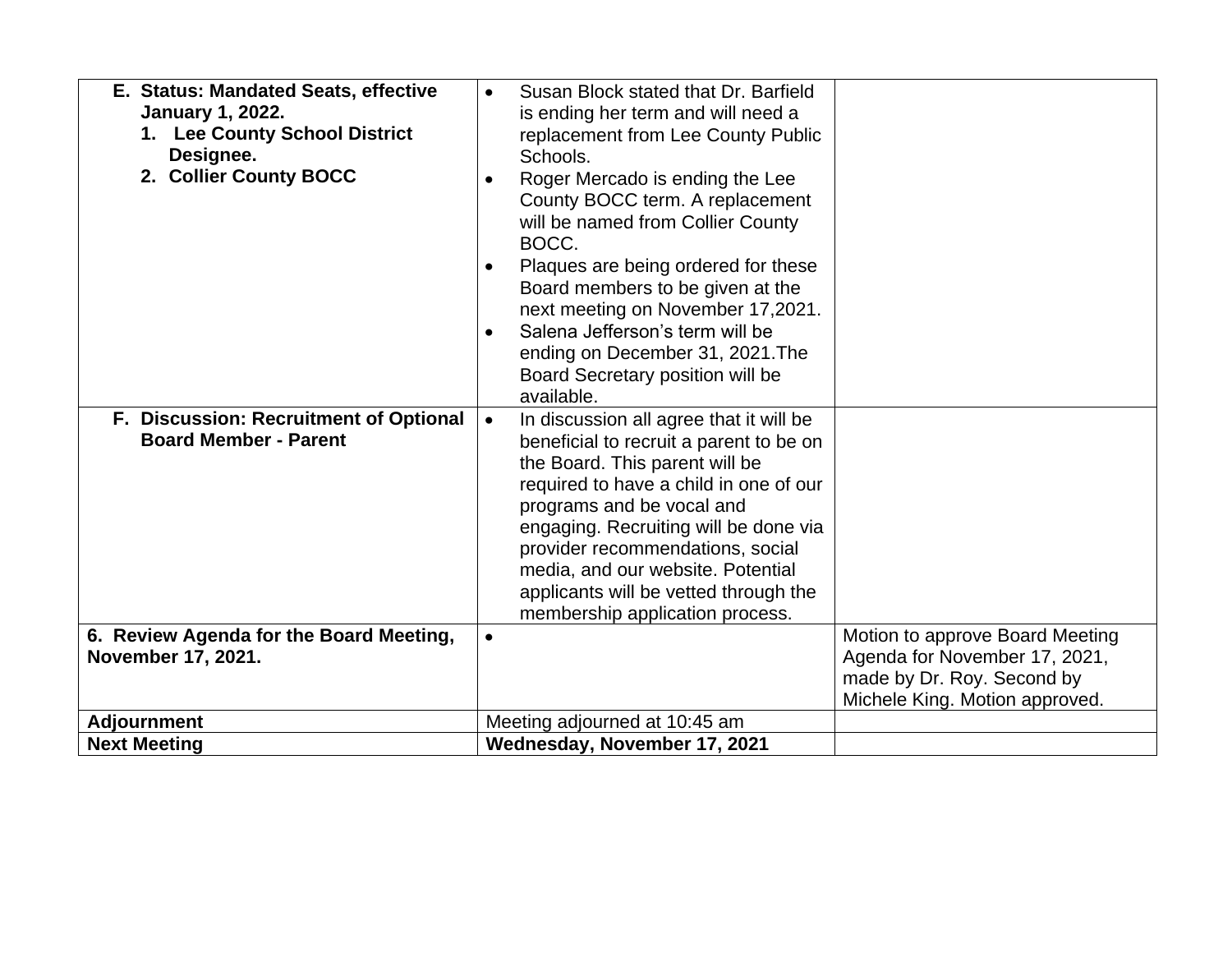| | | |
|---|---|---|
| **E. Status: Mandated Seats, effective January 1, 2022.**<br>**1. Lee County School District Designee.**<br>**2. Collier County BOCC** | • Susan Block stated that Dr. Barfield is ending her term and will need a replacement from Lee County Public Schools.<br>• Roger Mercado is ending the Lee County BOCC term. A replacement will be named from Collier County BOCC.<br>• Plaques are being ordered for these Board members to be given at the next meeting on November 17,2021.<br>• Salena Jefferson's term will be ending on December 31, 2021.The Board Secretary position will be available. | |
| **F. Discussion: Recruitment of Optional Board Member - Parent** | • In discussion all agree that it will be beneficial to recruit a parent to be on the Board. This parent will be required to have a child in one of our programs and be vocal and engaging. Recruiting will be done via provider recommendations, social media, and our website. Potential applicants will be vetted through the membership application process. | |
| **6. Review Agenda for the Board Meeting, November 17, 2021.** | • | Motion to approve Board Meeting Agenda for November 17, 2021, made by Dr. Roy. Second by Michele King. Motion approved. |
| **Adjournment** | Meeting adjourned at 10:45 am | |
| **Next Meeting** | **Wednesday, November 17, 2021** | |